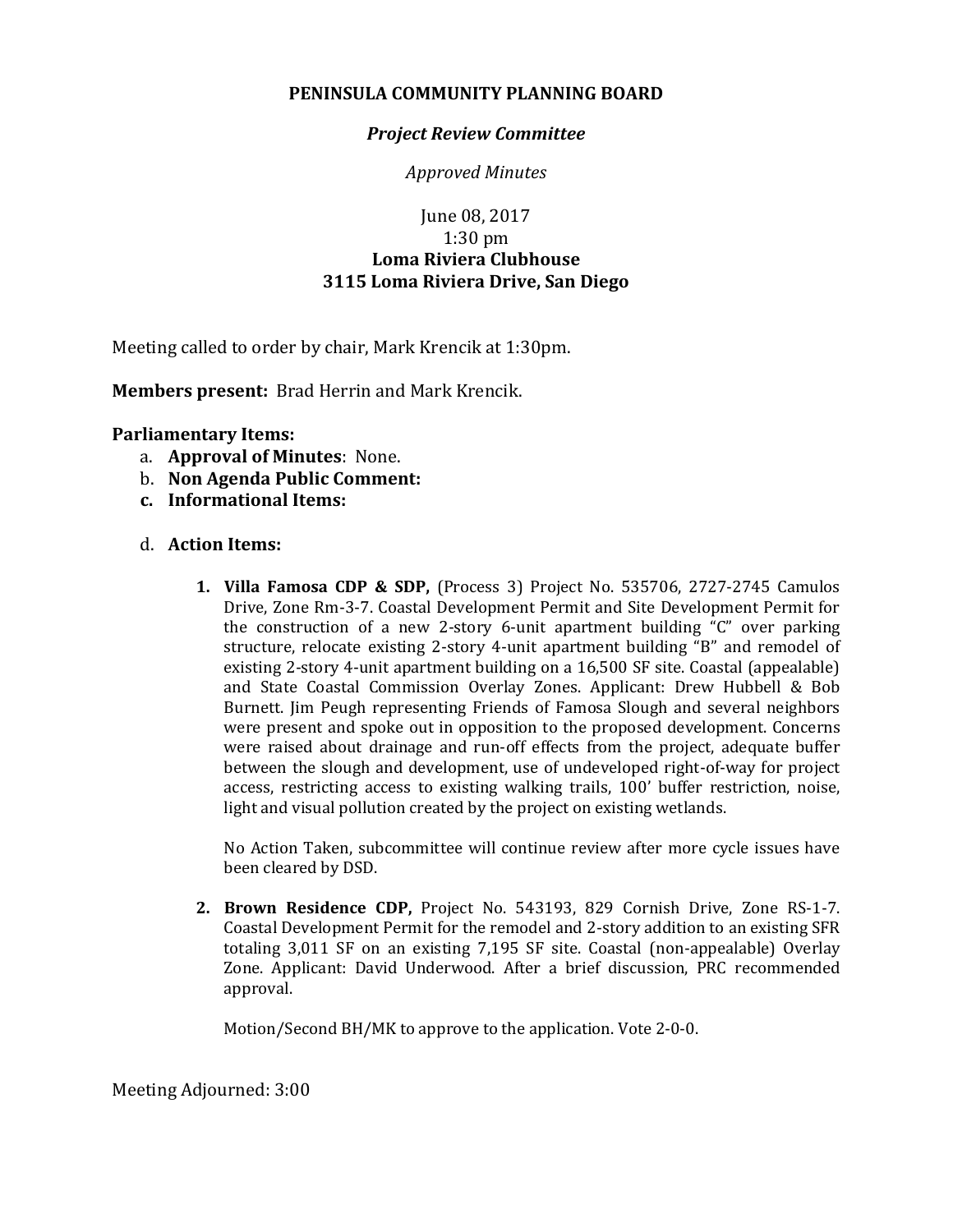**PENINSULA COMMUNITY PLANNING BOARD**

***Project Review Committee***

*Approved Minutes*

June 08, 2017
1:30 pm
**Loma Riviera Clubhouse**
**3115 Loma Riviera Drive, San Diego**

Meeting called to order by chair, Mark Krencik at 1:30pm.

**Members present:** Brad Herrin and Mark Krencik.

**Parliamentary Items:**

a. **Approval of Minutes**: None.
b. **Non Agenda Public Comment:**
c. **Informational Items:**

d. **Action Items:**

1. **Villa Famosa CDP & SDP,** (Process 3) Project No. 535706, 2727-2745 Camulos Drive, Zone Rm-3-7. Coastal Development Permit and Site Development Permit for the construction of a new 2-story 6-unit apartment building "C" over parking structure, relocate existing 2-story 4-unit apartment building "B" and remodel of existing 2-story 4-unit apartment building on a 16,500 SF site. Coastal (appealable) and State Coastal Commission Overlay Zones. Applicant: Drew Hubbell & Bob Burnett. Jim Peugh representing Friends of Famosa Slough and several neighbors were present and spoke out in opposition to the proposed development. Concerns were raised about drainage and run-off effects from the project, adequate buffer between the slough and development, use of undeveloped right-of-way for project access, restricting access to existing walking trails, 100' buffer restriction, noise, light and visual pollution created by the project on existing wetlands.

   No Action Taken, subcommittee will continue review after more cycle issues have been cleared by DSD.

2. **Brown Residence CDP,** Project No. 543193, 829 Cornish Drive, Zone RS-1-7. Coastal Development Permit for the remodel and 2-story addition to an existing SFR totaling 3,011 SF on an existing 7,195 SF site. Coastal (non-appealable) Overlay Zone. Applicant: David Underwood. After a brief discussion, PRC recommended approval.

   Motion/Second BH/MK to approve to the application. Vote 2-0-0.

Meeting Adjourned: 3:00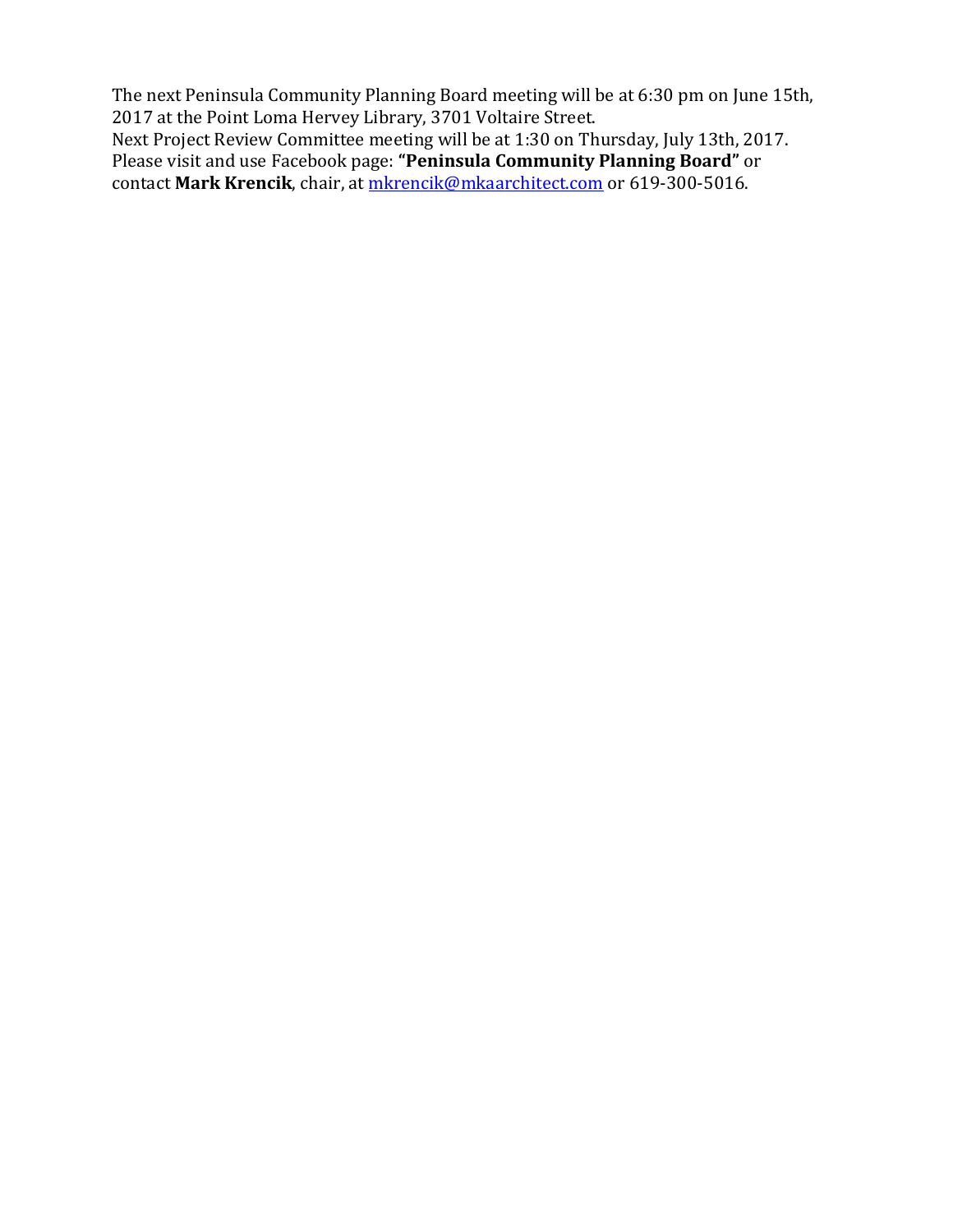The next Peninsula Community Planning Board meeting will be at 6:30 pm on June 15th, 2017 at the Point Loma Hervey Library, 3701 Voltaire Street.
Next Project Review Committee meeting will be at 1:30 on Thursday, July 13th, 2017.
Please visit and use Facebook page: **"Peninsula Community Planning Board"** or contact **Mark Krencik**, chair, at mkrencik@mkaarchitect.com or 619-300-5016.